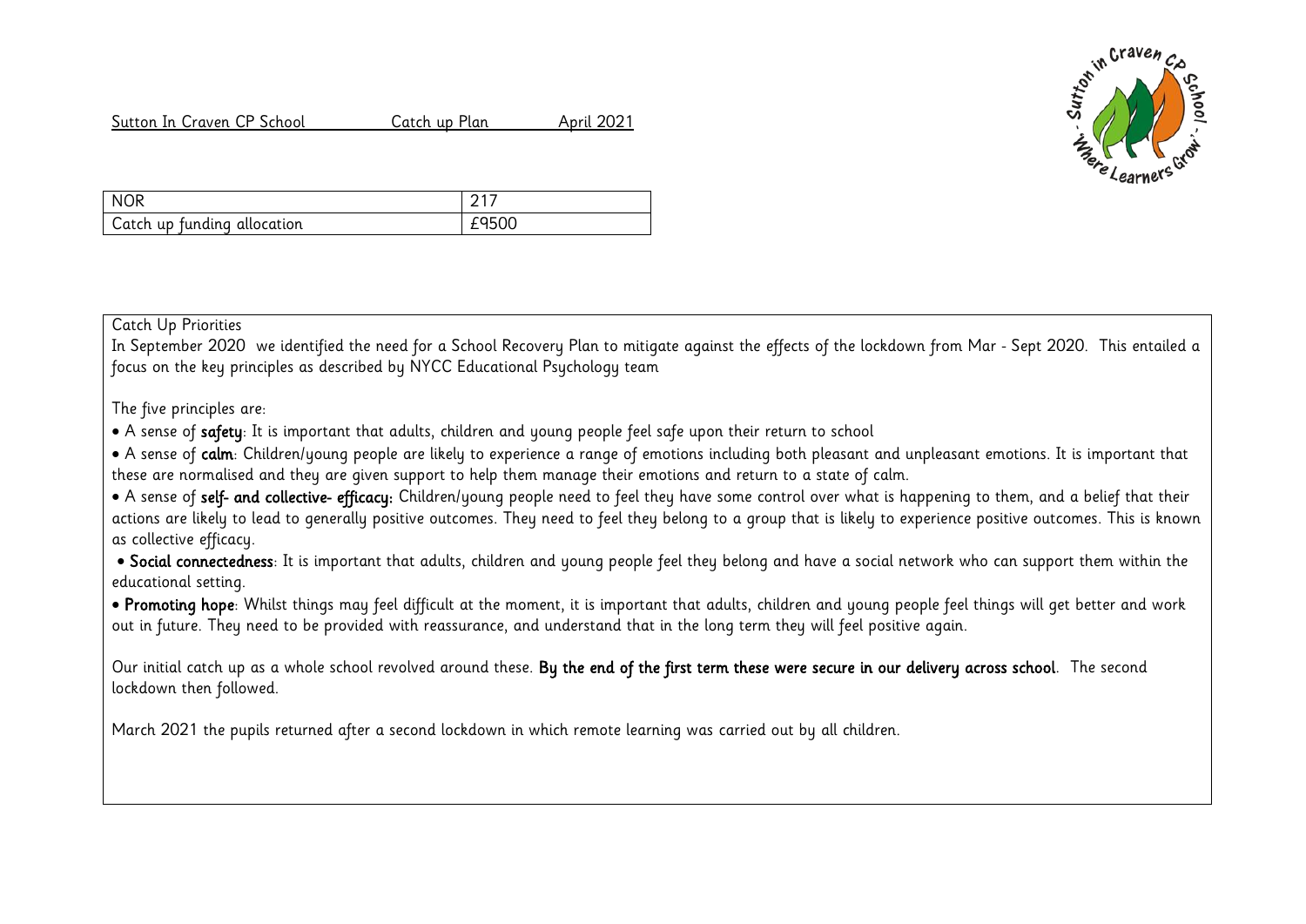Sutton In Craven CP School Catch up Plan April 2021

| NOR | 217 |
|---|---|
| Catch up funding allocation | £9500 |

Catch Up Priorities

In September 2020 we identified the need for a School Recovery Plan to mitigate against the effects of the lockdown from Mar - Sept 2020. This entailed a focus on the key principles as described by NYCC Educational Psychology team

The five principles are:

- A sense of **safety**: It is important that adults, children and young people feel safe upon their return to school
- A sense of **calm**: Children/young people are likely to experience a range of emotions including both pleasant and unpleasant emotions. It is important that these are normalised and they are given support to help them manage their emotions and return to a state of calm.
- A sense of **self- and collective- efficacy:** Children/young people need to feel they have some control over what is happening to them, and a belief that their actions are likely to lead to generally positive outcomes. They need to feel they belong to a group that is likely to experience positive outcomes. This is known as collective efficacy.
- **Social connectedness**: It is important that adults, children and young people feel they belong and have a social network who can support them within the educational setting.
- **Promoting hope**: Whilst things may feel difficult at the moment, it is important that adults, children and young people feel things will get better and work out in future. They need to be provided with reassurance, and understand that in the long term they will feel positive again.

Our initial catch up as a whole school revolved around these. **By the end of the first term these were secure in our delivery across school**. The second lockdown then followed.

March 2021 the pupils returned after a second lockdown in which remote learning was carried out by all children.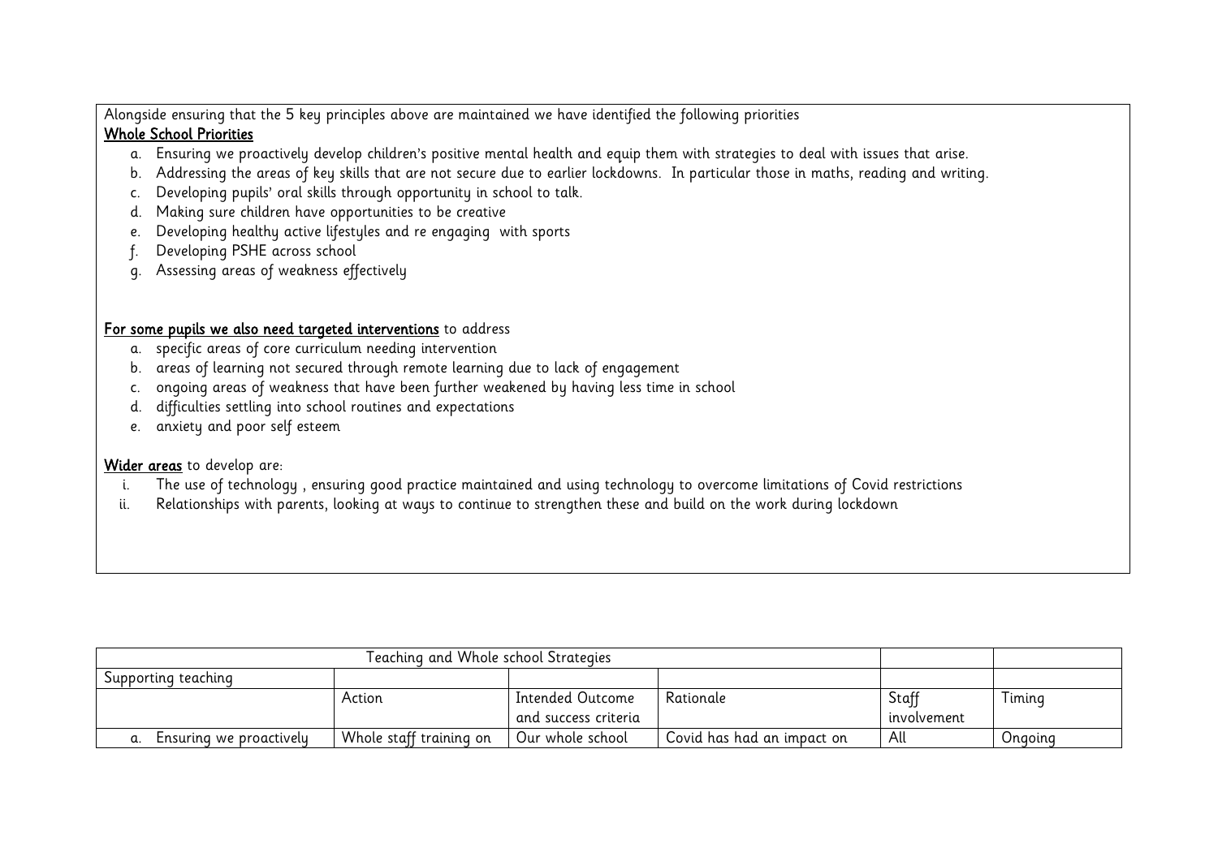Alongside ensuring that the 5 key principles above are maintained we have identified the following priorities

**Whole School Priorities**

a. Ensuring we proactively develop children's positive mental health and equip them with strategies to deal with issues that arise.
b. Addressing the areas of key skills that are not secure due to earlier lockdowns. In particular those in maths, reading and writing.
c. Developing pupils' oral skills through opportunity in school to talk.
d. Making sure children have opportunities to be creative
e. Developing healthy active lifestyles and re engaging with sports
f. Developing PSHE across school
g. Assessing areas of weakness effectively

**For some pupils we also need targeted interventions** to address

a. specific areas of core curriculum needing intervention
b. areas of learning not secured through remote learning due to lack of engagement
c. ongoing areas of weakness that have been further weakened by having less time in school
d. difficulties settling into school routines and expectations
e. anxiety and poor self esteem

**Wider areas** to develop are:

i. The use of technology , ensuring good practice maintained and using technology to overcome limitations of Covid restrictions
ii. Relationships with parents, looking at ways to continue to strengthen these and build on the work during lockdown

| Teaching and Whole school Strategies | | | | | |
|---|---|---|---|---|---|
| Supporting teaching | | | | | |
| | Action | Intended Outcome and success criteria | Rationale | Staff involvement | Timing |
| a. Ensuring we proactively | Whole staff training on | Our whole school | Covid has had an impact on | All | Ongoing |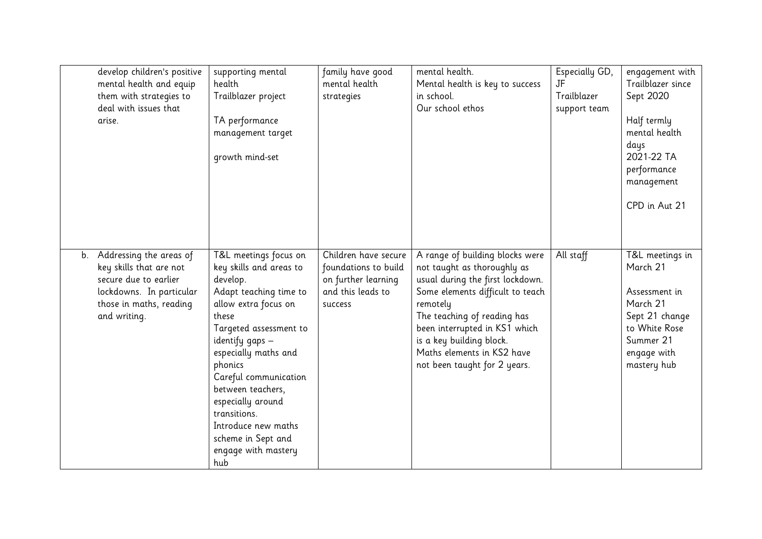| | | | | | |
|---|---|---|---|---|---|
| develop children's positive mental health and equip them with strategies to deal with issues that arise. | supporting mental health<br>Trailblazer project<br><br>TA performance management target<br><br>growth mind-set | family have good mental health strategies | mental health.<br>Mental health is key to success in school.<br>Our school ethos | Especially GD, JF<br>Trailblazer support team | engagement with Trailblazer since Sept 2020<br><br>Half termly mental health days<br>2021-22 TA performance management<br><br>CPD in Aut 21 |
| b. Addressing the areas of key skills that are not secure due to earlier lockdowns. In particular those in maths, reading and writing. | T&L meetings focus on key skills and areas to develop.<br>Adapt teaching time to allow extra focus on these<br>Targeted assessment to identify gaps – especially maths and phonics<br>Careful communication between teachers, especially around transitions.<br>Introduce new maths scheme in Sept and engage with mastery hub | Children have secure foundations to build on further learning and this leads to success | A range of building blocks were not taught as thoroughly as usual during the first lockdown.<br>Some elements difficult to teach remotely<br>The teaching of reading has been interrupted in KS1 which is a key building block.<br>Maths elements in KS2 have not been taught for 2 years. | All staff | T&L meetings in March 21<br><br>Assessment in March 21<br>Sept 21 change to White Rose<br>Summer 21 engage with mastery hub |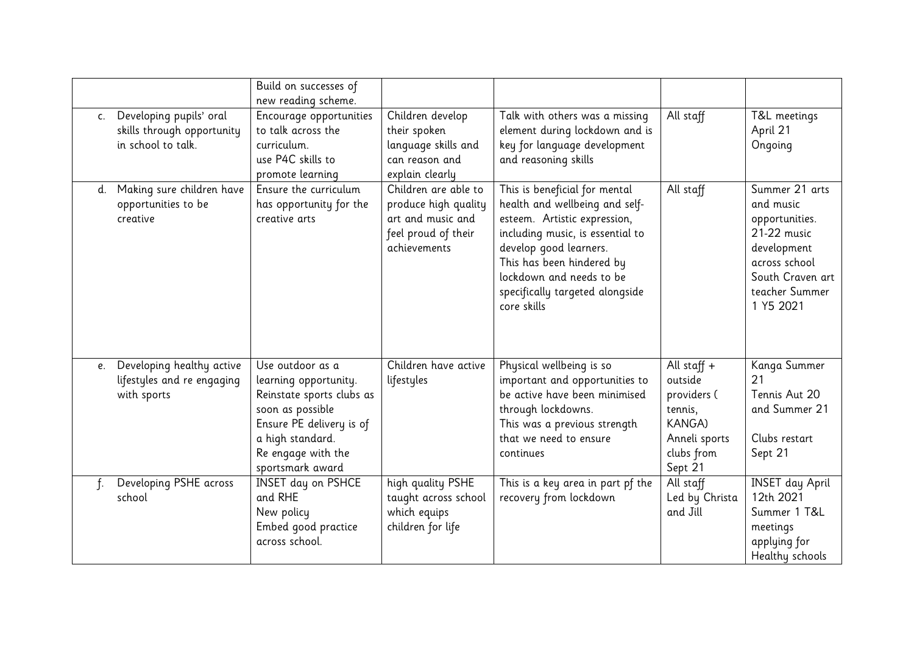| | | | | | |
|---|---|---|---|---|---|
| | Build on successes of new reading scheme. | | | | |
| c. Developing pupils' oral skills through opportunity in school to talk. | Encourage opportunities to talk across the curriculum.<br>use P4C skills to promote learning | Children develop their spoken language skills and can reason and explain clearly | Talk with others was a missing element during lockdown and is key for language development and reasoning skills | All staff | T&L meetings April 21<br>Ongoing |
| d. Making sure children have opportunities to be creative | Ensure the curriculum has opportunity for the creative arts | Children are able to produce high quality art and music and feel proud of their achievements | This is beneficial for mental health and wellbeing and self-esteem. Artistic expression, including music, is essential to develop good learners.<br>This has been hindered by lockdown and needs to be specifically targeted alongside core skills | All staff | Summer 21 arts and music opportunities.<br>21-22 music development across school<br>South Craven art teacher Summer 1 Y5 2021 |
| e. Developing healthy active lifestyles and re engaging with sports | Use outdoor as a learning opportunity.<br>Reinstate sports clubs as soon as possible<br>Ensure PE delivery is of a high standard.<br>Re engage with the sportsmark award | Children have active lifestyles | Physical wellbeing is so important and opportunities to be active have been minimised through lockdowns.<br>This was a previous strength that we need to ensure continues | All staff + outside providers ( tennis, KANGA)<br>Anneli sports clubs from Sept 21 | Kanga Summer 21<br>Tennis Aut 20 and Summer 21<br><br>Clubs restart Sept 21 |
| f. Developing PSHE across school | INSET day on PSHCE and RHE<br>New policy<br>Embed good practice across school. | high quality PSHE taught across school which equips children for life | This is a key area in part pf the recovery from lockdown | All staff<br>Led by Christa and Jill | INSET day April 12th 2021<br>Summer 1 T&L meetings<br>applying for Healthy schools |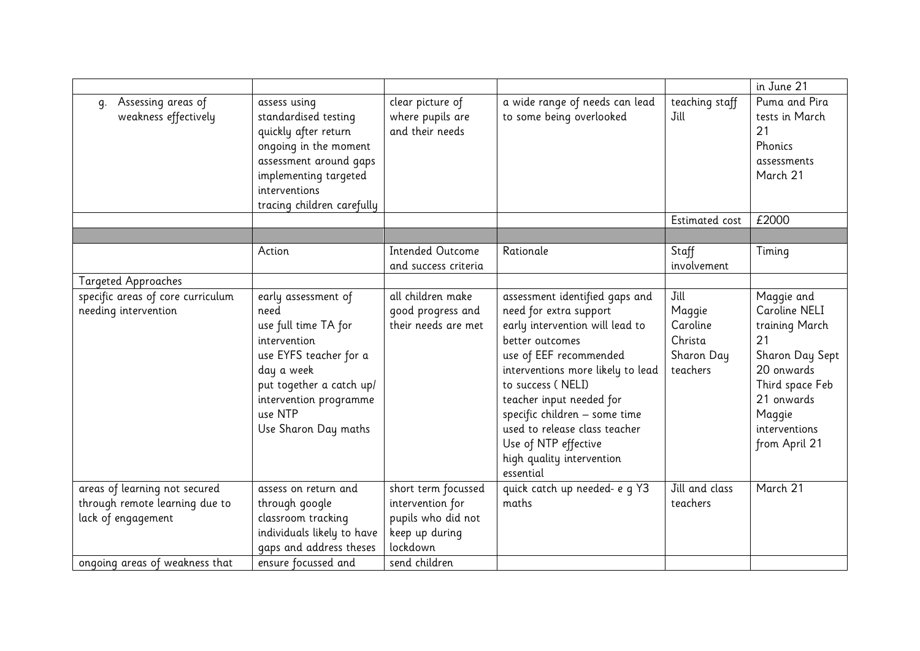| | | | | | |
|---|---|---|---|---|---|
| | | | | | in June 21 |
| g. Assessing areas of weakness effectively | assess using standardised testing quickly after return<br>ongoing in the moment assessment around gaps<br>implementing targeted interventions<br>tracing children carefully | clear picture of where pupils are and their needs | a wide range of needs can lead to some being overlooked | teaching staff<br>Jill | Puma and Pira tests in March 21<br>Phonics assessments March 21 |
| | | | | Estimated cost | £2000 |
| | | | | | |
| | Action | Intended Outcome and success criteria | Rationale | Staff involvement | Timing |
| Targeted Approaches | | | | | |
| specific areas of core curriculum needing intervention | early assessment of need<br>use full time TA for intervention<br>use EYFS teacher for a day a week<br>put together a catch up/ intervention programme<br>use NTP<br>Use Sharon Day maths | all children make good progress and their needs are met | assessment identified gaps and need for extra support<br>early intervention will lead to better outcomes<br>use of EEF recommended interventions more likely to lead to success ( NELI)<br>teacher input needed for specific children – some time used to release class teacher<br>Use of NTP effective<br>high quality intervention essential | Jill<br>Maggie<br>Caroline<br>Christa<br>Sharon Day<br>teachers | Maggie and Caroline NELI training March 21<br>Sharon Day Sept 20 onwards<br>Third space Feb 21 onwards<br>Maggie interventions from April 21 |
| areas of learning not secured through remote learning due to lack of engagement | assess on return and through google classroom tracking individuals likely to have gaps and address theses | short term focussed intervention for pupils who did not keep up during lockdown | quick catch up needed- e g Y3 maths | Jill and class teachers | March 21 |
| ongoing areas of weakness that | ensure focussed and | send children | | | |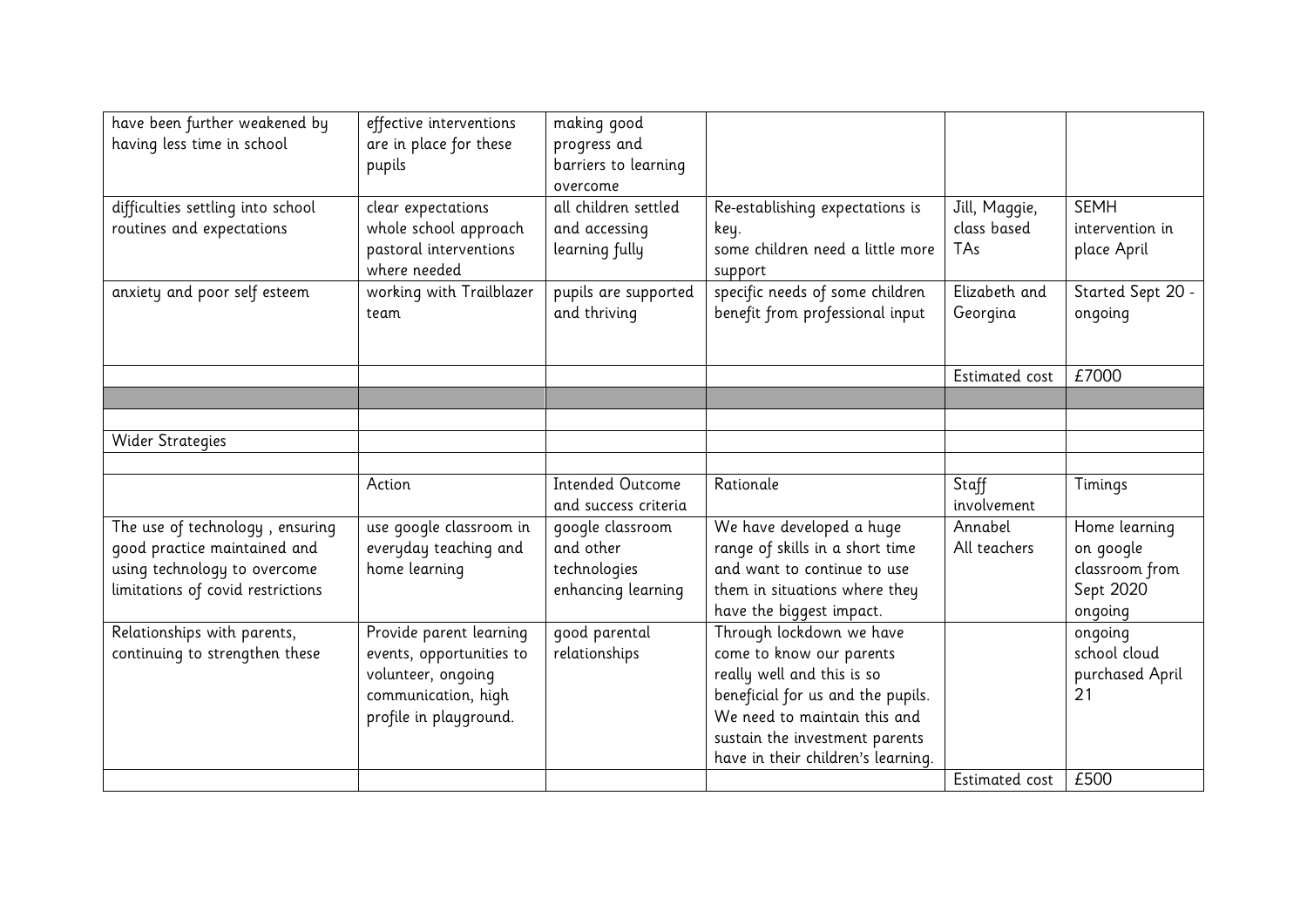| | | | | | |
|---|---|---|---|---|---|
| have been further weakened by having less time in school | effective interventions are in place for these pupils | making good progress and barriers to learning overcome | | | |
| difficulties settling into school routines and expectations | clear expectations whole school approach pastoral interventions where needed | all children settled and accessing learning fully | Re-establishing expectations is key. some children need a little more support | Jill, Maggie, class based TAs | SEMH intervention in place April |
| anxiety and poor self esteem | working with Trailblazer team | pupils are supported and thriving | specific needs of some children benefit from professional input | Elizabeth and Georgina | Started Sept 20 - ongoing |
| | | | | Estimated cost | £7000 |
| | | | | | |
| | | | | | |
| Wider Strategies | | | | | |
| | | | | | |
| | Action | Intended Outcome and success criteria | Rationale | Staff involvement | Timings |
| The use of technology , ensuring good practice maintained and using technology to overcome limitations of covid restrictions | use google classroom in everyday teaching and home learning | google classroom and other technologies enhancing learning | We have developed a huge range of skills in a short time and want to continue to use them in situations where they have the biggest impact. | Annabel All teachers | Home learning on google classroom from Sept 2020 ongoing |
| Relationships with parents, continuing to strengthen these | Provide parent learning events, opportunities to volunteer, ongoing communication, high profile in playground. | good parental relationships | Through lockdown we have come to know our parents really well and this is so beneficial for us and the pupils. We need to maintain this and sustain the investment parents have in their children's learning. | | ongoing school cloud purchased April 21 |
| | | | | Estimated cost | £500 |